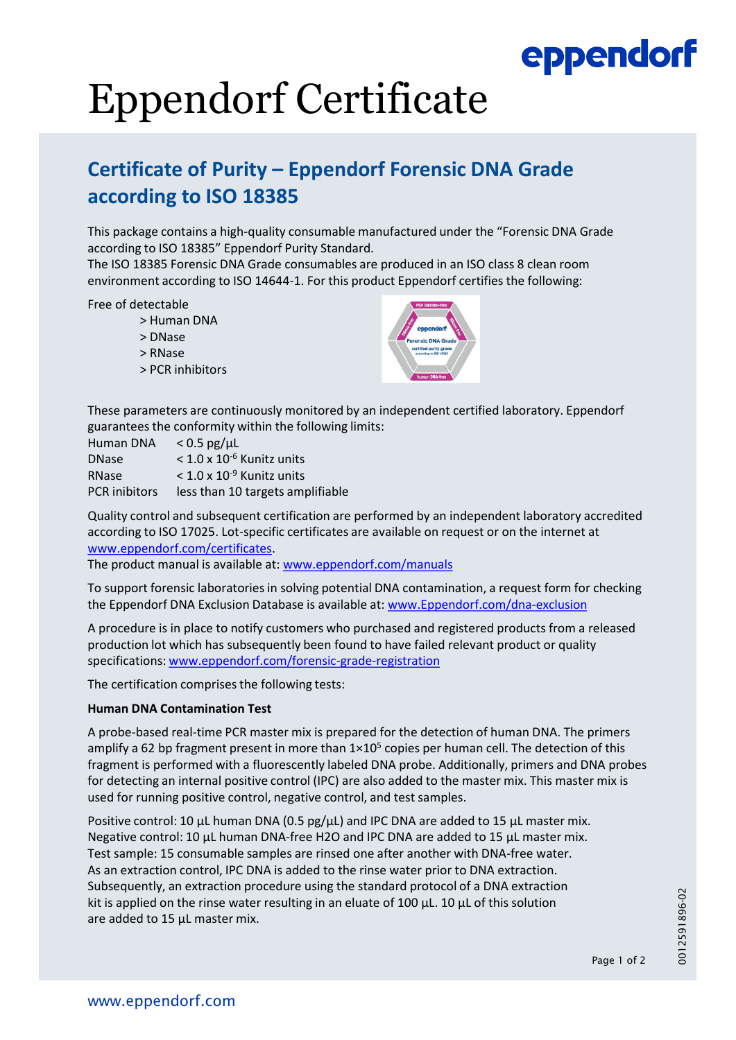# Eppendorf Certificate

## Certificate of Purity – Eppendorf Forensic DNA Grade according to ISO 18385

This package contains a high-quality consumable manufactured under the "Forensic DNA Grade according to ISO 18385" Eppendorf Purity Standard.
The ISO 18385 Forensic DNA Grade consumables are produced in an ISO class 8 clean room environment according to ISO 14644-1. For this product Eppendorf certifies the following:

Free of detectable

> Human DNA
> DNase
> RNase
> PCR inhibitors

These parameters are continuously monitored by an independent certified laboratory. Eppendorf guarantees the conformity within the following limits:

| | |
|---|---|
| Human DNA | < 0.5 pg/µL |
| DNase | < $1.0 \times 10^{-6}$ Kunitz units |
| RNase | < $1.0 \times 10^{-9}$ Kunitz units |
| PCR inibitors | less than 10 targets amplifiable |

Quality control and subsequent certification are performed by an independent laboratory accredited according to ISO 17025. Lot-specific certificates are available on request or on the internet at www.eppendorf.com/certificates.
The product manual is available at: www.eppendorf.com/manuals

To support forensic laboratories in solving potential DNA contamination, a request form for checking the Eppendorf DNA Exclusion Database is available at: www.Eppendorf.com/dna-exclusion

A procedure is in place to notify customers who purchased and registered products from a released production lot which has subsequently been found to have failed relevant product or quality specifications: www.eppendorf.com/forensic-grade-registration

The certification comprises the following tests:

**Human DNA Contamination Test**

A probe-based real-time PCR master mix is prepared for the detection of human DNA. The primers amplify a 62 bp fragment present in more than $1 \times 10^5$ copies per human cell. The detection of this fragment is performed with a fluorescently labeled DNA probe. Additionally, primers and DNA probes for detecting an internal positive control (IPC) are also added to the master mix. This master mix is used for running positive control, negative control, and test samples.

Positive control: 10 µL human DNA (0.5 pg/µL) and IPC DNA are added to 15 µL master mix.
Negative control: 10 µL human DNA-free H2O and IPC DNA are added to 15 µL master mix.
Test sample: 15 consumable samples are rinsed one after another with DNA-free water.
As an extraction control, IPC DNA is added to the rinse water prior to DNA extraction.
Subsequently, an extraction procedure using the standard protocol of a DNA extraction kit is applied on the rinse water resulting in an eluate of 100 µL. 10 µL of this solution are added to 15 µL master mix.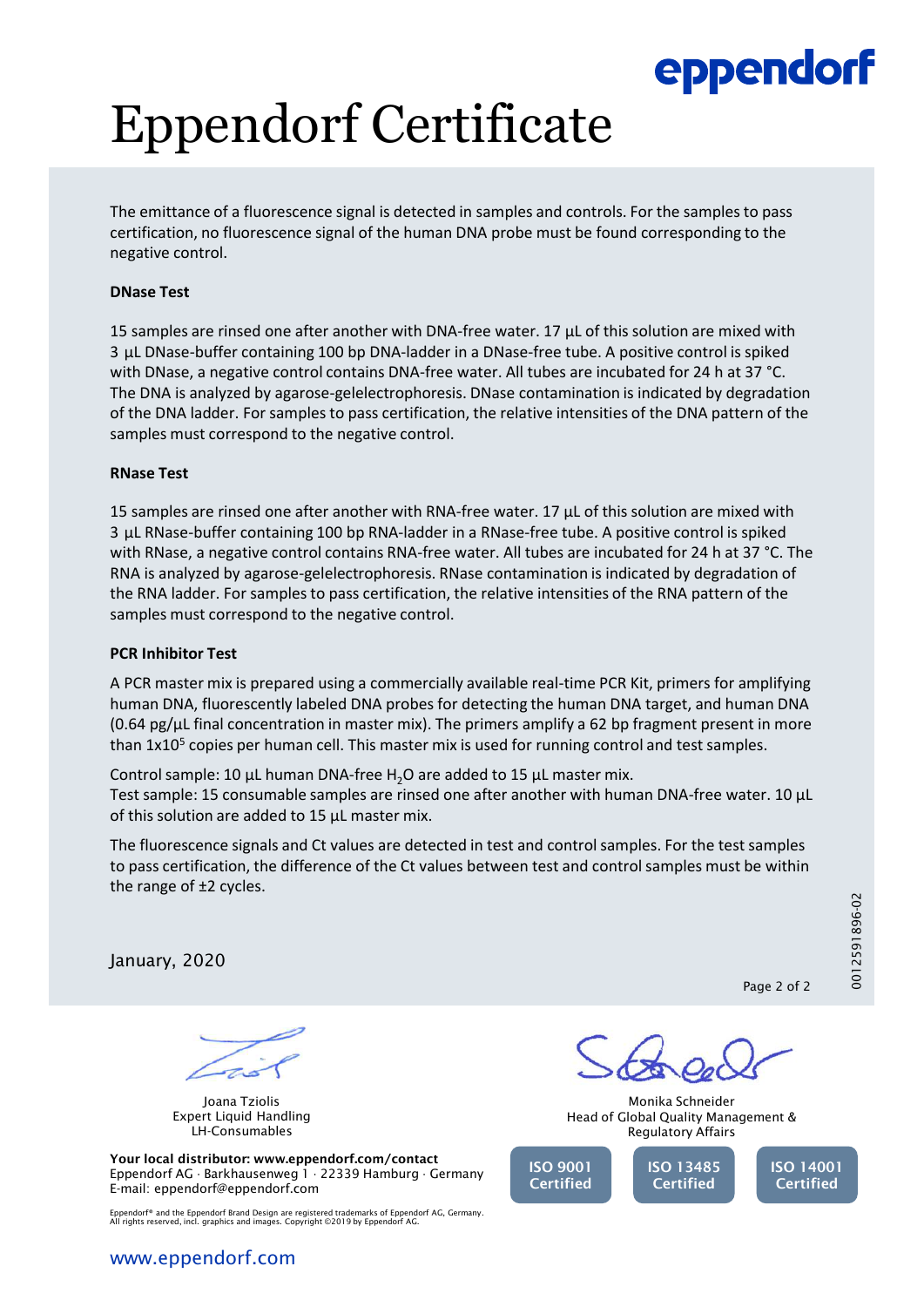# Eppendorf Certificate

The emittance of a fluorescence signal is detected in samples and controls. For the samples to pass certification, no fluorescence signal of the human DNA probe must be found corresponding to the negative control.

**DNase Test**

15 samples are rinsed one after another with DNA-free water. 17 µL of this solution are mixed with 3 µL DNase-buffer containing 100 bp DNA-ladder in a DNase-free tube. A positive control is spiked with DNase, a negative control contains DNA-free water. All tubes are incubated for 24 h at 37 °C. The DNA is analyzed by agarose-gelelectrophoresis. DNase contamination is indicated by degradation of the DNA ladder. For samples to pass certification, the relative intensities of the DNA pattern of the samples must correspond to the negative control.

**RNase Test**

15 samples are rinsed one after another with RNA-free water. 17 µL of this solution are mixed with 3 µL RNase-buffer containing 100 bp RNA-ladder in a RNase-free tube. A positive control is spiked with RNase, a negative control contains RNA-free water. All tubes are incubated for 24 h at 37 °C. The RNA is analyzed by agarose-gelelectrophoresis. RNase contamination is indicated by degradation of the RNA ladder. For samples to pass certification, the relative intensities of the RNA pattern of the samples must correspond to the negative control.

**PCR Inhibitor Test**

A PCR master mix is prepared using a commercially available real-time PCR Kit, primers for amplifying human DNA, fluorescently labeled DNA probes for detecting the human DNA target, and human DNA (0.64 pg/µL final concentration in master mix). The primers amplify a 62 bp fragment present in more than $1x10^5$ copies per human cell. This master mix is used for running control and test samples.

Control sample: 10 µL human DNA-free $H_2O$ are added to 15 µL master mix.
Test sample: 15 consumable samples are rinsed one after another with human DNA-free water. 10 µL of this solution are added to 15 µL master mix.

The fluorescence signals and Ct values are detected in test and control samples. For the test samples to pass certification, the difference of the Ct values between test and control samples must be within the range of ±2 cycles.

January, 2020

Joana Tziolis
Expert Liquid Handling
LH-Consumables

Monika Schneider
Head of Global Quality Management & Regulatory Affairs

**Your local distributor: www.eppendorf.com/contact**
Eppendorf AG · Barkhausenweg 1 · 22339 Hamburg · Germany
E-mail: eppendorf@eppendorf.com

ISO 9001 Certified | ISO 13485 Certified | ISO 14001 Certified

Eppendorf® and the Eppendorf Brand Design are registered trademarks of Eppendorf AG, Germany. All rights reserved, incl. graphics and images. Copyright ©2019 by Eppendorf AG.

0012591896-02

www.eppendorf.com